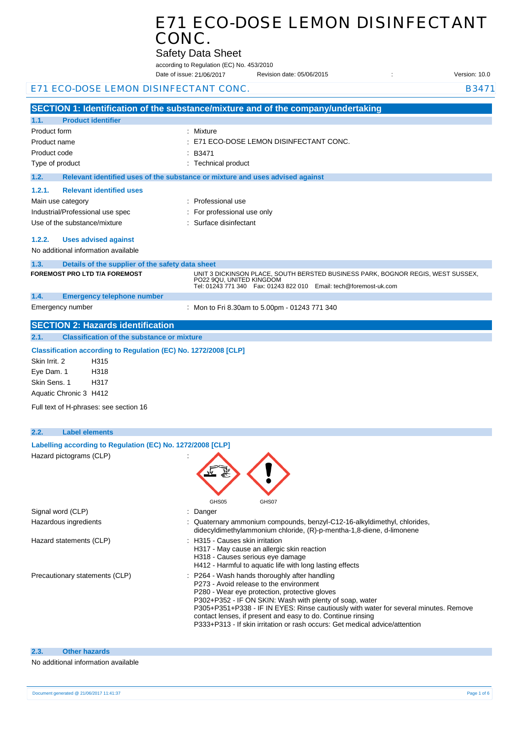# E71 ECO-DOSE LEMON DISINFECTANT CONC.

## Safety Data Sheet

according to Regulation (EC) No. 453/2010

Date of issue: 21/06/2017 Revision date: 05/06/2015 : Version: 10.0

E71 ECO-DOSE LEMON DISINFECTANT CONC. B3471

## SECTION 1: Identification of the substance/mixture and of the company/undertaking

### 1.1. Product identifier

| | |
|---|---|
| Product form | : Mixture |
| Product name | : E71 ECO-DOSE LEMON DISINFECTANT CONC. |
| Product code | : B3471 |
| Type of product | : Technical product |

### 1.2. Relevant identified uses of the substance or mixture and uses advised against

#### 1.2.1. Relevant identified uses

| | |
|---|---|
| Main use category | : Professional use |
| Industrial/Professional use spec | : For professional use only |
| Use of the substance/mixture | : Surface disinfectant |

#### 1.2.2. Uses advised against

No additional information available

### 1.3. Details of the supplier of the safety data sheet

**FOREMOST PRO LTD T/A FOREMOST**

UNIT 3 DICKINSON PLACE, SOUTH BERSTED BUSINESS PARK, BOGNOR REGIS, WEST SUSSEX, PO22 9QU, UNITED KINGDOM
Tel: 01243 771 340 Fax: 01243 822 010 Email: tech@foremost-uk.com

### 1.4. Emergency telephone number

| | |
|---|---|
| Emergency number | : Mon to Fri 8.30am to 5.00pm - 01243 771 340 |

## SECTION 2: Hazards identification

### 2.1. Classification of the substance or mixture

**Classification according to Regulation (EC) No. 1272/2008 [CLP]**

| | |
|---|---|
| Skin Irrit. 2 | H315 |
| Eye Dam. 1 | H318 |
| Skin Sens. 1 | H317 |
| Aquatic Chronic 3 | H412 |

Full text of H-phrases: see section 16

### 2.2. Label elements

**Labelling according to Regulation (EC) No. 1272/2008 [CLP]**

Hazard pictograms (CLP) :

GHS05 GHS07

| | |
|---|---|
| Signal word (CLP) | : Danger |
| Hazardous ingredients | : Quaternary ammonium compounds, benzyl-C12-16-alkyldimethyl, chlorides, didecyldimethylammonium chloride, (R)-p-mentha-1,8-diene, d-limonene |
| Hazard statements (CLP) | : H315 - Causes skin irritation<br>H317 - May cause an allergic skin reaction<br>H318 - Causes serious eye damage<br>H412 - Harmful to aquatic life with long lasting effects |
| Precautionary statements (CLP) | : P264 - Wash hands thoroughly after handling<br>P273 - Avoid release to the environment<br>P280 - Wear eye protection, protective gloves<br>P302+P352 - IF ON SKIN: Wash with plenty of soap, water<br>P305+P351+P338 - IF IN EYES: Rinse cautiously with water for several minutes. Remove contact lenses, if present and easy to do. Continue rinsing<br>P333+P313 - If skin irritation or rash occurs: Get medical advice/attention |

### 2.3. Other hazards

No additional information available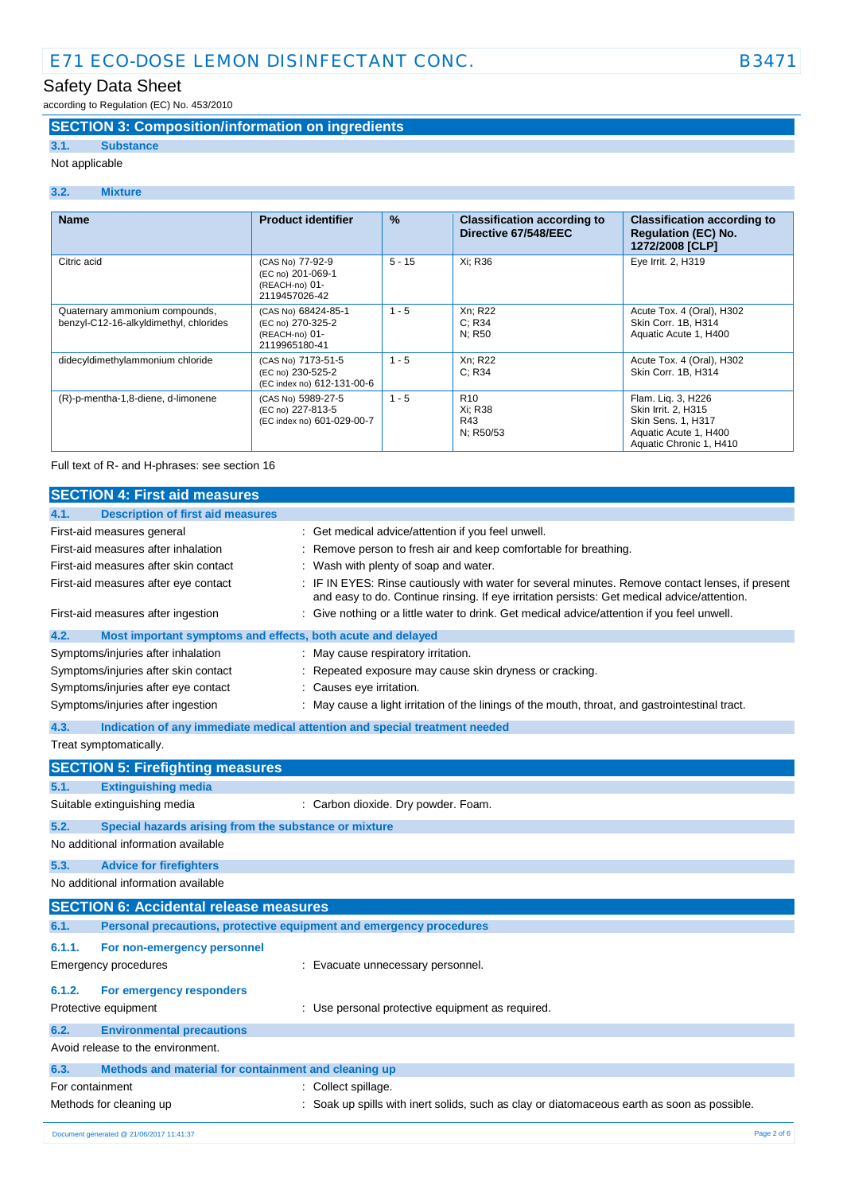## SECTION 3: Composition/information on ingredients

### 3.1. Substance

Not applicable

### 3.2. Mixture

| Name | Product identifier | % | Classification according to Directive 67/548/EEC | Classification according to Regulation (EC) No. 1272/2008 [CLP] |
|---|---|---|---|---|
| Citric acid | (CAS No) 77-92-9<br>(EC no) 201-069-1<br>(REACH-no) 01-2119457026-42 | 5 - 15 | Xi; R36 | Eye Irrit. 2, H319 |
| Quaternary ammonium compounds, benzyl-C12-16-alkyldimethyl, chlorides | (CAS No) 68424-85-1<br>(EC no) 270-325-2<br>(REACH-no) 01-2119965180-41 | 1 - 5 | Xn; R22<br>C; R34<br>N; R50 | Acute Tox. 4 (Oral), H302<br>Skin Corr. 1B, H314<br>Aquatic Acute 1, H400 |
| didecyldimethylammonium chloride | (CAS No) 7173-51-5<br>(EC no) 230-525-2<br>(EC index no) 612-131-00-6 | 1 - 5 | Xn; R22<br>C; R34 | Acute Tox. 4 (Oral), H302<br>Skin Corr. 1B, H314 |
| (R)-p-mentha-1,8-diene, d-limonene | (CAS No) 5989-27-5<br>(EC no) 227-813-5<br>(EC index no) 601-029-00-7 | 1 - 5 | R10<br>Xi; R38<br>R43<br>N; R50/53 | Flam. Liq. 3, H226<br>Skin Irrit. 2, H315<br>Skin Sens. 1, H317<br>Aquatic Acute 1, H400<br>Aquatic Chronic 1, H410 |

Full text of R- and H-phrases: see section 16

## SECTION 4: First aid measures

### 4.1. Description of first aid measures

First-aid measures general : Get medical advice/attention if you feel unwell.

First-aid measures after inhalation : Remove person to fresh air and keep comfortable for breathing.

First-aid measures after skin contact : Wash with plenty of soap and water.

First-aid measures after eye contact : IF IN EYES: Rinse cautiously with water for several minutes. Remove contact lenses, if present and easy to do. Continue rinsing. If eye irritation persists: Get medical advice/attention.

First-aid measures after ingestion : Give nothing or a little water to drink. Get medical advice/attention if you feel unwell.

### 4.2. Most important symptoms and effects, both acute and delayed

Symptoms/injuries after inhalation : May cause respiratory irritation.

Symptoms/injuries after skin contact : Repeated exposure may cause skin dryness or cracking.

Symptoms/injuries after eye contact : Causes eye irritation.

Symptoms/injuries after ingestion : May cause a light irritation of the linings of the mouth, throat, and gastrointestinal tract.

### 4.3. Indication of any immediate medical attention and special treatment needed

Treat symptomatically.

## SECTION 5: Firefighting measures

### 5.1. Extinguishing media

Suitable extinguishing media : Carbon dioxide. Dry powder. Foam.

### 5.2. Special hazards arising from the substance or mixture

No additional information available

### 5.3. Advice for firefighters

No additional information available

## SECTION 6: Accidental release measures

### 6.1. Personal precautions, protective equipment and emergency procedures

#### 6.1.1. For non-emergency personnel

Emergency procedures : Evacuate unnecessary personnel.

#### 6.1.2. For emergency responders

Protective equipment : Use personal protective equipment as required.

### 6.2. Environmental precautions

Avoid release to the environment.

### 6.3. Methods and material for containment and cleaning up

For containment : Collect spillage.

Methods for cleaning up : Soak up spills with inert solids, such as clay or diatomaceous earth as soon as possible.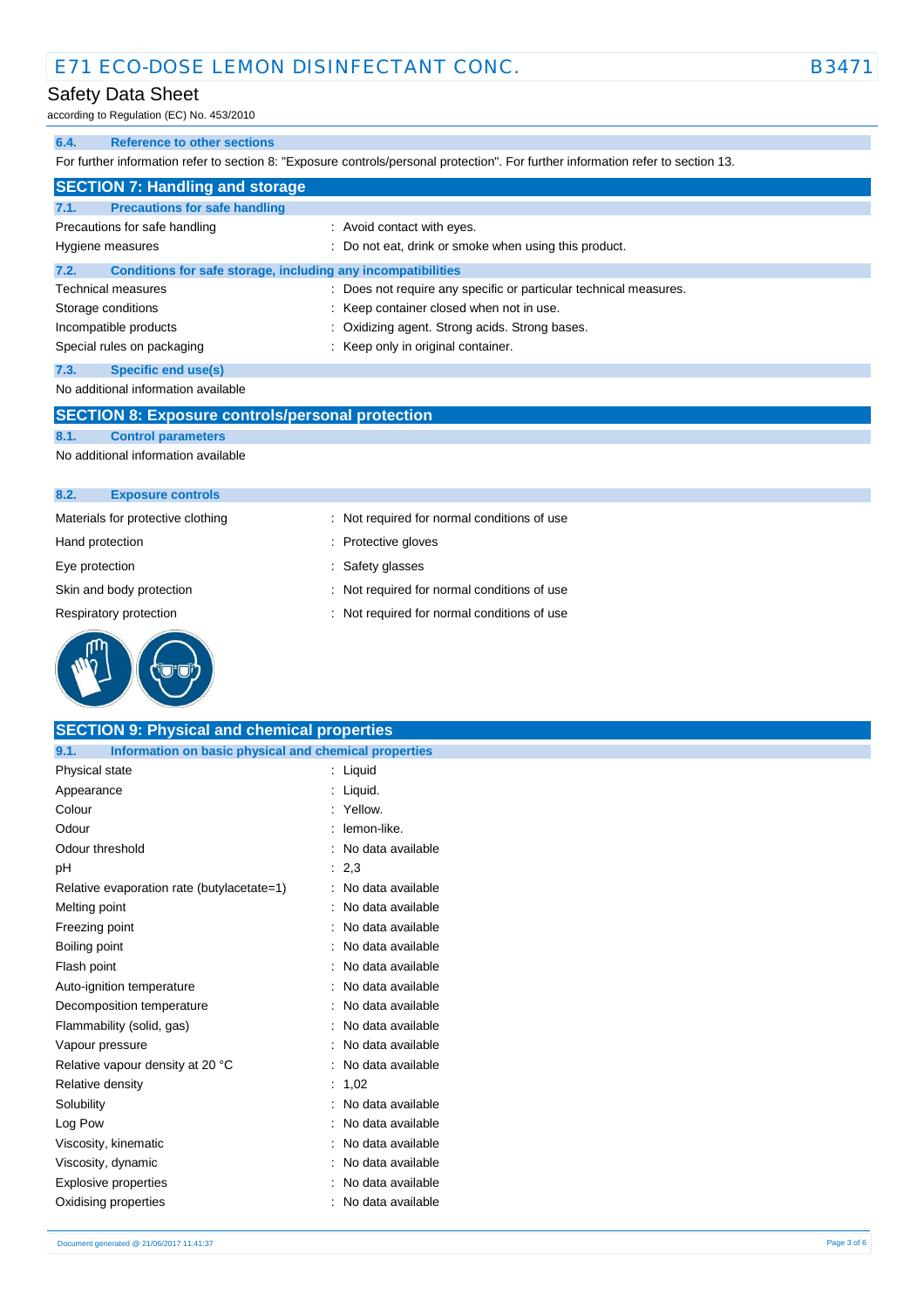### 6.4. Reference to other sections

For further information refer to section 8: "Exposure controls/personal protection". For further information refer to section 13.

## SECTION 7: Handling and storage

### 7.1. Precautions for safe handling

| | |
|---|---|
| Precautions for safe handling | : Avoid contact with eyes. |
| Hygiene measures | : Do not eat, drink or smoke when using this product. |

### 7.2. Conditions for safe storage, including any incompatibilities

| | |
|---|---|
| Technical measures | : Does not require any specific or particular technical measures. |
| Storage conditions | : Keep container closed when not in use. |
| Incompatible products | : Oxidizing agent. Strong acids. Strong bases. |
| Special rules on packaging | : Keep only in original container. |

### 7.3. Specific end use(s)

No additional information available

## SECTION 8: Exposure controls/personal protection

### 8.1. Control parameters

No additional information available

### 8.2. Exposure controls

| | |
|---|---|
| Materials for protective clothing | : Not required for normal conditions of use |
| Hand protection | : Protective gloves |
| Eye protection | : Safety glasses |
| Skin and body protection | : Not required for normal conditions of use |
| Respiratory protection | : Not required for normal conditions of use |

## SECTION 9: Physical and chemical properties

### 9.1. Information on basic physical and chemical properties

| | |
|---|---|
| Physical state | : Liquid |
| Appearance | : Liquid. |
| Colour | : Yellow. |
| Odour | : lemon-like. |
| Odour threshold | : No data available |
| pH | : 2,3 |
| Relative evaporation rate (butylacetate=1) | : No data available |
| Melting point | : No data available |
| Freezing point | : No data available |
| Boiling point | : No data available |
| Flash point | : No data available |
| Auto-ignition temperature | : No data available |
| Decomposition temperature | : No data available |
| Flammability (solid, gas) | : No data available |
| Vapour pressure | : No data available |
| Relative vapour density at 20 °C | : No data available |
| Relative density | : 1,02 |
| Solubility | : No data available |
| Log Pow | : No data available |
| Viscosity, kinematic | : No data available |
| Viscosity, dynamic | : No data available |
| Explosive properties | : No data available |
| Oxidising properties | : No data available |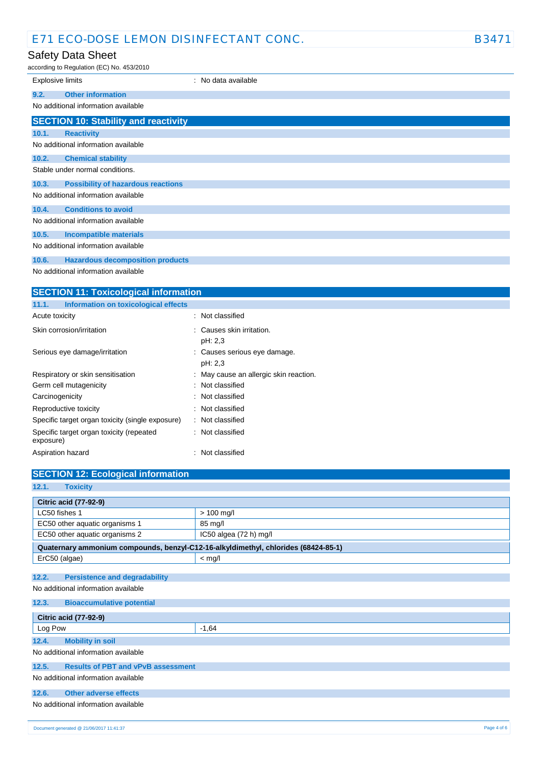| | |
|---|---|
| Explosive limits | : No data available |

### 9.2. Other information

No additional information available

## SECTION 10: Stability and reactivity

### 10.1. Reactivity

No additional information available

### 10.2. Chemical stability

Stable under normal conditions.

### 10.3. Possibility of hazardous reactions

No additional information available

### 10.4. Conditions to avoid

No additional information available

### 10.5. Incompatible materials

No additional information available

### 10.6. Hazardous decomposition products

No additional information available

## SECTION 11: Toxicological information

### 11.1. Information on toxicological effects

| | |
|---|---|
| Acute toxicity | : Not classified |
| Skin corrosion/irritation | : Causes skin irritation.<br>pH: 2,3 |
| Serious eye damage/irritation | : Causes serious eye damage.<br>pH: 2,3 |
| Respiratory or skin sensitisation | : May cause an allergic skin reaction. |
| Germ cell mutagenicity | : Not classified |
| Carcinogenicity | : Not classified |
| Reproductive toxicity | : Not classified |
| Specific target organ toxicity (single exposure) | : Not classified |
| Specific target organ toxicity (repeated exposure) | : Not classified |
| Aspiration hazard | : Not classified |

## SECTION 12: Ecological information

### 12.1. Toxicity

| Citric acid (77-92-9) | |
|---|---|
| LC50 fishes 1 | > 100 mg/l |
| EC50 other aquatic organisms 1 | 85 mg/l |
| EC50 other aquatic organisms 2 | IC50 algea (72 h) mg/l |

| Quaternary ammonium compounds, benzyl-C12-16-alkyldimethyl, chlorides (68424-85-1) | |
|---|---|
| ErC50 (algae) | < mg/l |

### 12.2. Persistence and degradability

No additional information available

### 12.3. Bioaccumulative potential

| Citric acid (77-92-9) | |
|---|---|
| Log Pow | -1,64 |

### 12.4. Mobility in soil

No additional information available

### 12.5. Results of PBT and vPvB assessment

No additional information available

### 12.6. Other adverse effects

No additional information available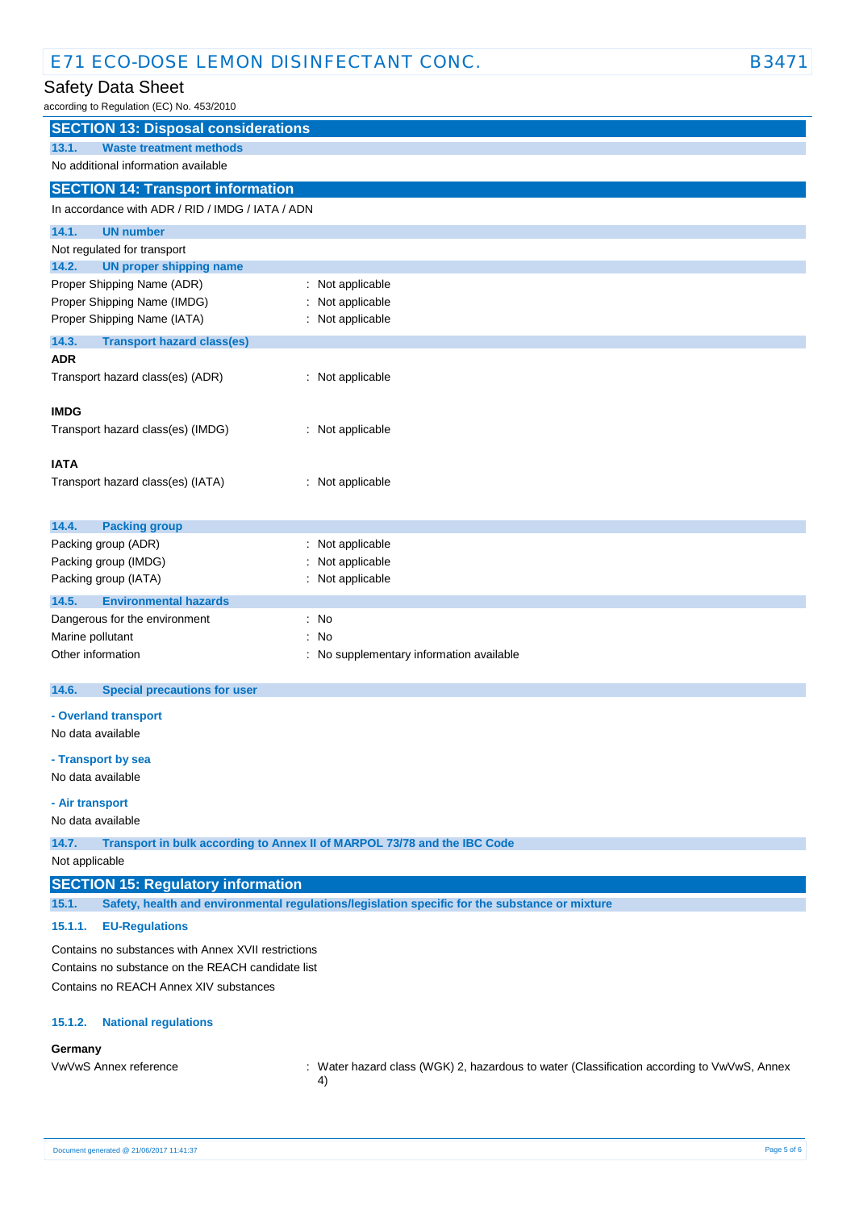## SECTION 13: Disposal considerations

### 13.1. Waste treatment methods

No additional information available

## SECTION 14: Transport information

In accordance with ADR / RID / IMDG / IATA / ADN

### 14.1. UN number

Not regulated for transport

### 14.2. UN proper shipping name

Proper Shipping Name (ADR) : Not applicable
Proper Shipping Name (IMDG) : Not applicable
Proper Shipping Name (IATA) : Not applicable

### 14.3. Transport hazard class(es)

**ADR**

Transport hazard class(es) (ADR) : Not applicable

**IMDG**

Transport hazard class(es) (IMDG) : Not applicable

**IATA**

Transport hazard class(es) (IATA) : Not applicable

### 14.4. Packing group

Packing group (ADR) : Not applicable
Packing group (IMDG) : Not applicable
Packing group (IATA) : Not applicable

### 14.5. Environmental hazards

Dangerous for the environment : No
Marine pollutant : No
Other information : No supplementary information available

### 14.6. Special precautions for user

**- Overland transport**

No data available

**- Transport by sea**

No data available

**- Air transport**

No data available

### 14.7. Transport in bulk according to Annex II of MARPOL 73/78 and the IBC Code

Not applicable

## SECTION 15: Regulatory information

### 15.1. Safety, health and environmental regulations/legislation specific for the substance or mixture

#### 15.1.1. EU-Regulations

Contains no substances with Annex XVII restrictions
Contains no substance on the REACH candidate list
Contains no REACH Annex XIV substances

#### 15.1.2. National regulations

**Germany**

VwVwS Annex reference : Water hazard class (WGK) 2, hazardous to water (Classification according to VwVwS, Annex 4)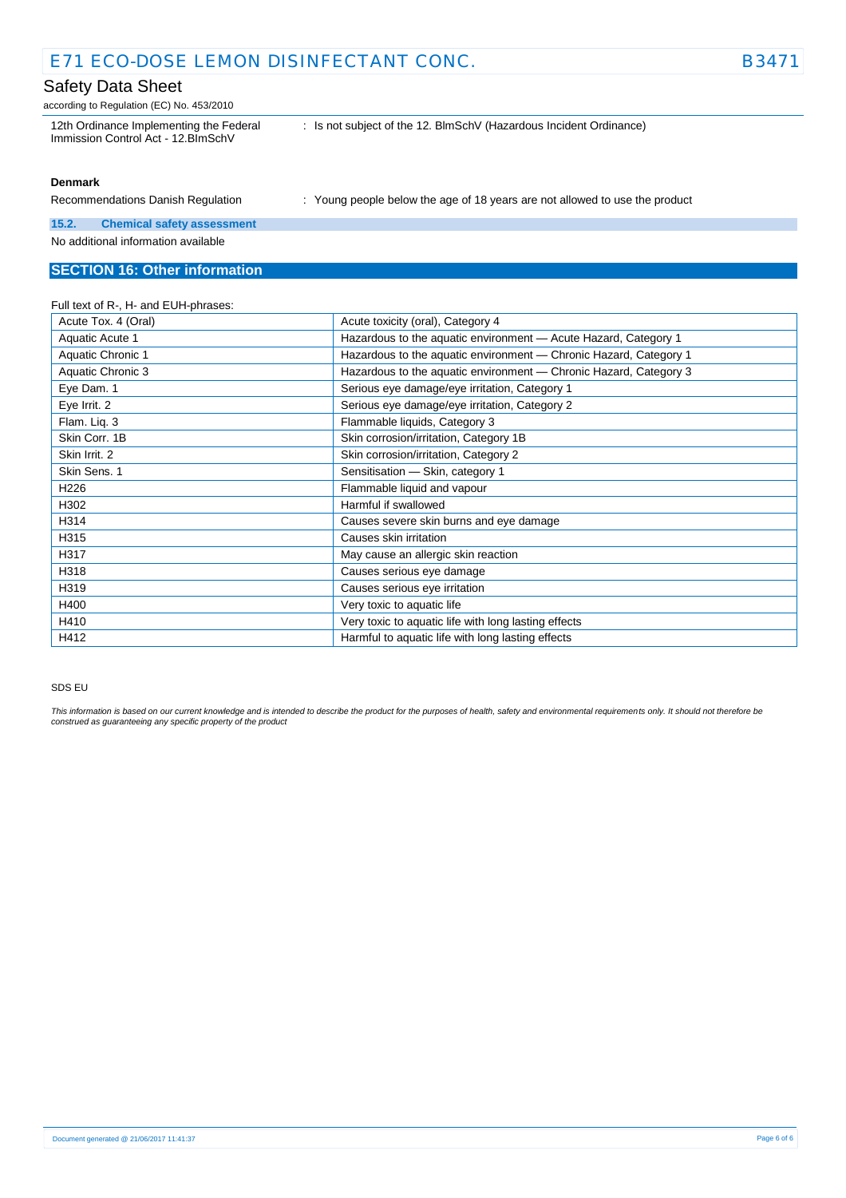| | |
|---|---|
| 12th Ordinance Implementing the Federal Immission Control Act - 12.BImSchV | : Is not subject of the 12. BlmSchV (Hazardous Incident Ordinance) |

**Denmark**

| | |
|---|---|
| Recommendations Danish Regulation | : Young people below the age of 18 years are not allowed to use the product |

### 15.2. Chemical safety assessment

No additional information available

## SECTION 16: Other information

Full text of R-, H- and EUH-phrases:

| | |
|---|---|
| Acute Tox. 4 (Oral) | Acute toxicity (oral), Category 4 |
| Aquatic Acute 1 | Hazardous to the aquatic environment — Acute Hazard, Category 1 |
| Aquatic Chronic 1 | Hazardous to the aquatic environment — Chronic Hazard, Category 1 |
| Aquatic Chronic 3 | Hazardous to the aquatic environment — Chronic Hazard, Category 3 |
| Eye Dam. 1 | Serious eye damage/eye irritation, Category 1 |
| Eye Irrit. 2 | Serious eye damage/eye irritation, Category 2 |
| Flam. Liq. 3 | Flammable liquids, Category 3 |
| Skin Corr. 1B | Skin corrosion/irritation, Category 1B |
| Skin Irrit. 2 | Skin corrosion/irritation, Category 2 |
| Skin Sens. 1 | Sensitisation — Skin, category 1 |
| H226 | Flammable liquid and vapour |
| H302 | Harmful if swallowed |
| H314 | Causes severe skin burns and eye damage |
| H315 | Causes skin irritation |
| H317 | May cause an allergic skin reaction |
| H318 | Causes serious eye damage |
| H319 | Causes serious eye irritation |
| H400 | Very toxic to aquatic life |
| H410 | Very toxic to aquatic life with long lasting effects |
| H412 | Harmful to aquatic life with long lasting effects |

SDS EU

*This information is based on our current knowledge and is intended to describe the product for the purposes of health, safety and environmental requirements only. It should not therefore be construed as guaranteeing any specific property of the product*